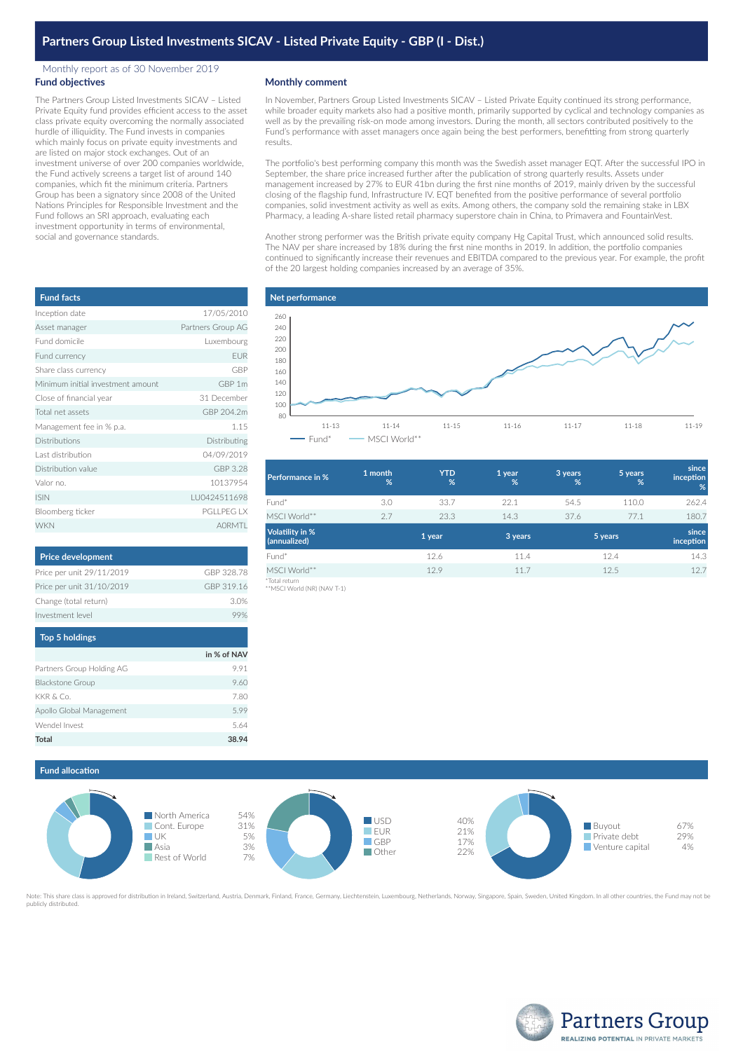# Partners Group Listed Investments SICAV - Listed Private Equity - GBP (I - Dist.)

Monthly report as of 30 November 2019

## Fund objectives

The Partners Group Listed Investments SICAV – Listed Private Equity fund provides efficient access to the asset class private equity overcoming the normally associated hurdle of illiquidity. The Fund invests in companies which mainly focus on private equity investments and are listed on major stock exchanges. Out of an investment universe of over 200 companies worldwide, the Fund actively screens a target list of around 140 companies, which fit the minimum criteria. Partners Group has been a signatory since 2008 of the United Nations Principles for Responsible Investment and the Fund follows an SRI approach, evaluating each investment opportunity in terms of environmental, social and governance standards.

## Monthly comment

In November, Partners Group Listed Investments SICAV – Listed Private Equity continued its strong performance, while broader equity markets also had a positive month, primarily supported by cyclical and technology companies as well as by the prevailing risk-on mode among investors. During the month, all sectors contributed positively to the Fund's performance with asset managers once again being the best performers, benefitting from strong quarterly results.

The portfolio's best performing company this month was the Swedish asset manager EQT. After the successful IPO in September, the share price increased further after the publication of strong quarterly results. Assets under management increased by 27% to EUR 41bn during the first nine months of 2019, mainly driven by the successful closing of the flagship fund, Infrastructure IV. EQT benefited from the positive performance of several portfolio companies, solid investment activity as well as exits. Among others, the company sold the remaining stake in LBX Pharmacy, a leading A-share listed retail pharmacy superstore chain in China, to Primavera and FountainVest.

Another strong performer was the British private equity company Hg Capital Trust, which announced solid results. The NAV per share increased by 18% during the first nine months in 2019. In addition, the portfolio companies continued to significantly increase their revenues and EBITDA compared to the previous year. For example, the profit of the 20 largest holding companies increased by an average of 35%.

## Fund facts

| Fund facts | |
|---|---|
| Inception date | 17/05/2010 |
| Asset manager | Partners Group AG |
| Fund domicile | Luxembourg |
| Fund currency | EUR |
| Share class currency | GBP |
| Minimum initial investment amount | GBP 1m |
| Close of financial year | 31 December |
| Total net assets | GBP 204.2m |
| Management fee in % p.a. | 1.15 |
| Distributions | Distributing |
| Last distribution | 04/09/2019 |
| Distribution value | GBP 3.28 |
| Valor no. | 10137954 |
| ISIN | LU0424511698 |
| Bloomberg ticker | PGLLPEG LX |
| WKN | A0RMTL |

## Net performance

Chart: Fund* vs MSCI World** (11-13 to 11-19)

| Performance in % | 1 month % | YTD % | 1 year % | 3 years % | 5 years % | since inception % |
|---|---|---|---|---|---|---|
| Fund* | 3.0 | 33.7 | 22.1 | 54.5 | 110.0 | 262.4 |
| MSCI World** | 2.7 | 23.3 | 14.3 | 37.6 | 77.1 | 180.7 |

| Volatility in % (annualized) | 1 year | 3 years | 5 years | since inception |
|---|---|---|---|---|
| Fund* | 12.6 | 11.4 | 12.4 | 14.3 |
| MSCI World** | 12.9 | 11.7 | 12.5 | 12.7 |

*Total return
**MSCI World (NR) (NAV T-1)

## Price development

| Price development | |
|---|---|
| Price per unit 29/11/2019 | GBP 328.78 |
| Price per unit 31/10/2019 | GBP 319.16 |
| Change (total return) | 3.0% |
| Investment level | 99% |

## Top 5 holdings

| Top 5 holdings | in % of NAV |
|---|---|
| Partners Group Holding AG | 9.91 |
| Blackstone Group | 9.60 |
| KKR & Co. | 7.80 |
| Apollo Global Management | 5.99 |
| Wendel Invest | 5.64 |
| **Total** | **38.94** |

## Fund allocation

| Region | % |
|---|---|
| North America | 54% |
| Cont. Europe | 31% |
| UK | 5% |
| Asia | 3% |
| Rest of World | 7% |

| Currency | % |
|---|---|
| USD | 40% |
| EUR | 21% |
| GBP | 17% |
| Other | 22% |

| Type | % |
|---|---|
| Buyout | 67% |
| Private debt | 29% |
| Venture capital | 4% |

Note: This share class is approved for distribution in Ireland, Switzerland, Austria, Denmark, Finland, France, Germany, Liechtenstein, Luxembourg, Netherlands, Norway, Singapore, Spain, Sweden, United Kingdom. In all other countries, the Fund may not be publicly distributed.

Partners Group
REALIZING POTENTIAL IN PRIVATE MARKETS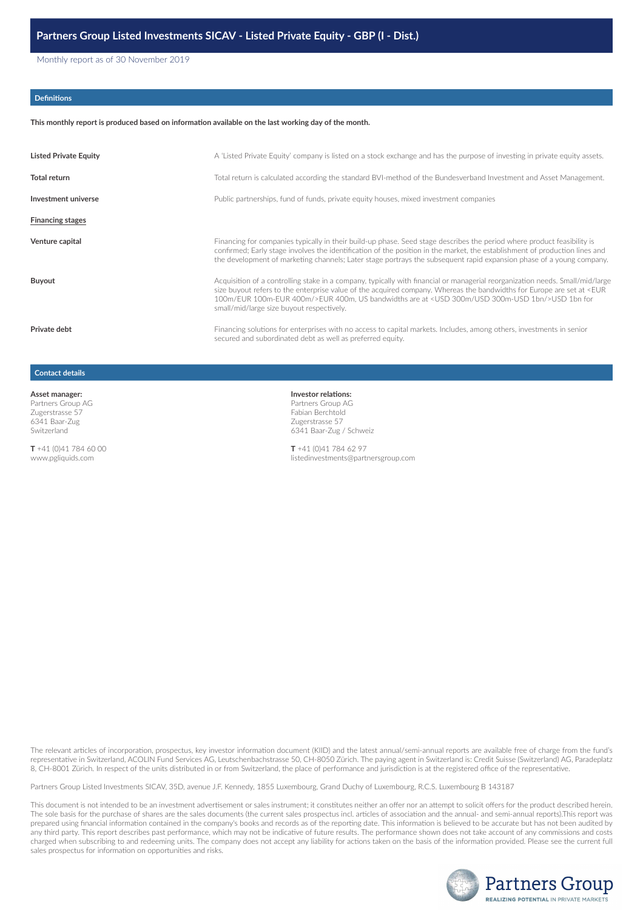# Partners Group Listed Investments SICAV - Listed Private Equity - GBP (I - Dist.)

Monthly report as of 30 November 2019

## Definitions

**This monthly report is produced based on information available on the last working day of the month.**

**Listed Private Equity**
A 'Listed Private Equity' company is listed on a stock exchange and has the purpose of investing in private equity assets.

**Total return**
Total return is calculated according the standard BVI-method of the Bundesverband Investment and Asset Management.

**Investment universe**
Public partnerships, fund of funds, private equity houses, mixed investment companies

**Financing stages**

**Venture capital**
Financing for companies typically in their build-up phase. Seed stage describes the period where product feasibility is confirmed; Early stage involves the identification of the position in the market, the establishment of production lines and the development of marketing channels; Later stage portrays the subsequent rapid expansion phase of a young company.

**Buyout**
Acquisition of a controlling stake in a company, typically with financial or managerial reorganization needs. Small/mid/large size buyout refers to the enterprise value of the acquired company. Whereas the bandwidths for Europe are set at <EUR 100m/EUR 100m-EUR 400m/>EUR 400m, US bandwidths are at <USD 300m/USD 300m-USD 1bn/>USD 1bn for small/mid/large size buyout respectively.

**Private debt**
Financing solutions for enterprises with no access to capital markets. Includes, among others, investments in senior secured and subordinated debt as well as preferred equity.

## Contact details

**Asset manager:**
Partners Group AG
Zugerstrasse 57
6341 Baar-Zug
Switzerland

**T** +41 (0)41 784 60 00
www.pgliquids.com

**Investor relations:**
Partners Group AG
Fabian Berchtold
Zugerstrasse 57
6341 Baar-Zug / Schweiz

**T** +41 (0)41 784 62 97
listedinvestments@partnersgroup.com

The relevant articles of incorporation, prospectus, key investor information document (KIID) and the latest annual/semi-annual reports are available free of charge from the fund's representative in Switzerland, ACOLIN Fund Services AG, Leutschenbachstrasse 50, CH-8050 Zürich. The paying agent in Switzerland is: Credit Suisse (Switzerland) AG, Paradeplatz 8, CH-8001 Zürich. In respect of the units distributed in or from Switzerland, the place of performance and jurisdiction is at the registered office of the representative.

Partners Group Listed Investments SICAV, 35D, avenue J.F. Kennedy, 1855 Luxembourg, Grand Duchy of Luxembourg, R.C.S. Luxembourg B 143187

This document is not intended to be an investment advertisement or sales instrument; it constitutes neither an offer nor an attempt to solicit offers for the product described herein. The sole basis for the purchase of shares are the sales documents (the current sales prospectus incl. articles of association and the annual- and semi-annual reports).This report was prepared using financial information contained in the company's books and records as of the reporting date. This information is believed to be accurate but has not been audited by any third party. This report describes past performance, which may not be indicative of future results. The performance shown does not take account of any commissions and costs charged when subscribing to and redeeming units. The company does not accept any liability for actions taken on the basis of the information provided. Please see the current full sales prospectus for information on opportunities and risks.

Partners Group
REALIZING POTENTIAL IN PRIVATE MARKETS